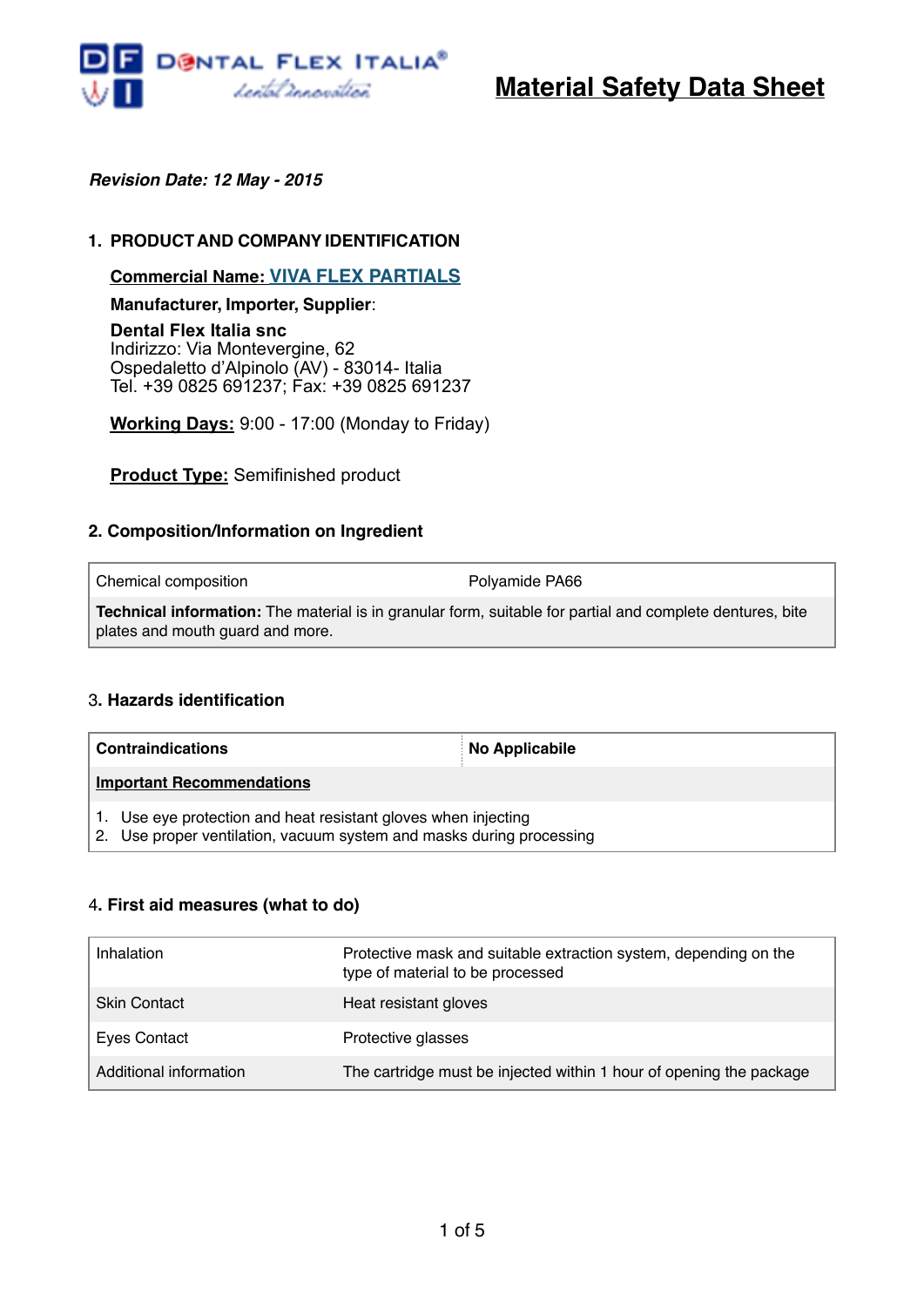DENTAL FLEX ITALIA®
dental innovation

# Material Safety Data Sheet

***Revision Date: 12 May - 2015***

## 1. PRODUCT AND COMPANY IDENTIFICATION

**Commercial Name: VIVA FLEX PARTIALS**

**Manufacturer, Importer, Supplier**:

**Dental Flex Italia snc**
Indirizzo: Via Montevergine, 62
Ospedaletto d'Alpinolo (AV) - 83014- Italia
Tel. +39 0825 691237; Fax: +39 0825 691237

**Working Days:** 9:00 - 17:00 (Monday to Friday)

**Product Type:** Semifinished product

## 2. Composition/Information on Ingredient

| Chemical composition | Polyamide PA66 |
|---|---|
| **Technical information:** The material is in granular form, suitable for partial and complete dentures, bite plates and mouth guard and more. | |

## 3. Hazards identification

| **Contraindications** | **No Applicabile** |
|---|---|
| **Important Recommendations** | |
| 1. Use eye protection and heat resistant gloves when injecting<br>2. Use proper ventilation, vacuum system and masks during processing | |

## 4. First aid measures (what to do)

| Inhalation | Protective mask and suitable extraction system, depending on the type of material to be processed |
|---|---|
| Skin Contact | Heat resistant gloves |
| Eyes Contact | Protective glasses |
| Additional information | The cartridge must be injected within 1 hour of opening the package |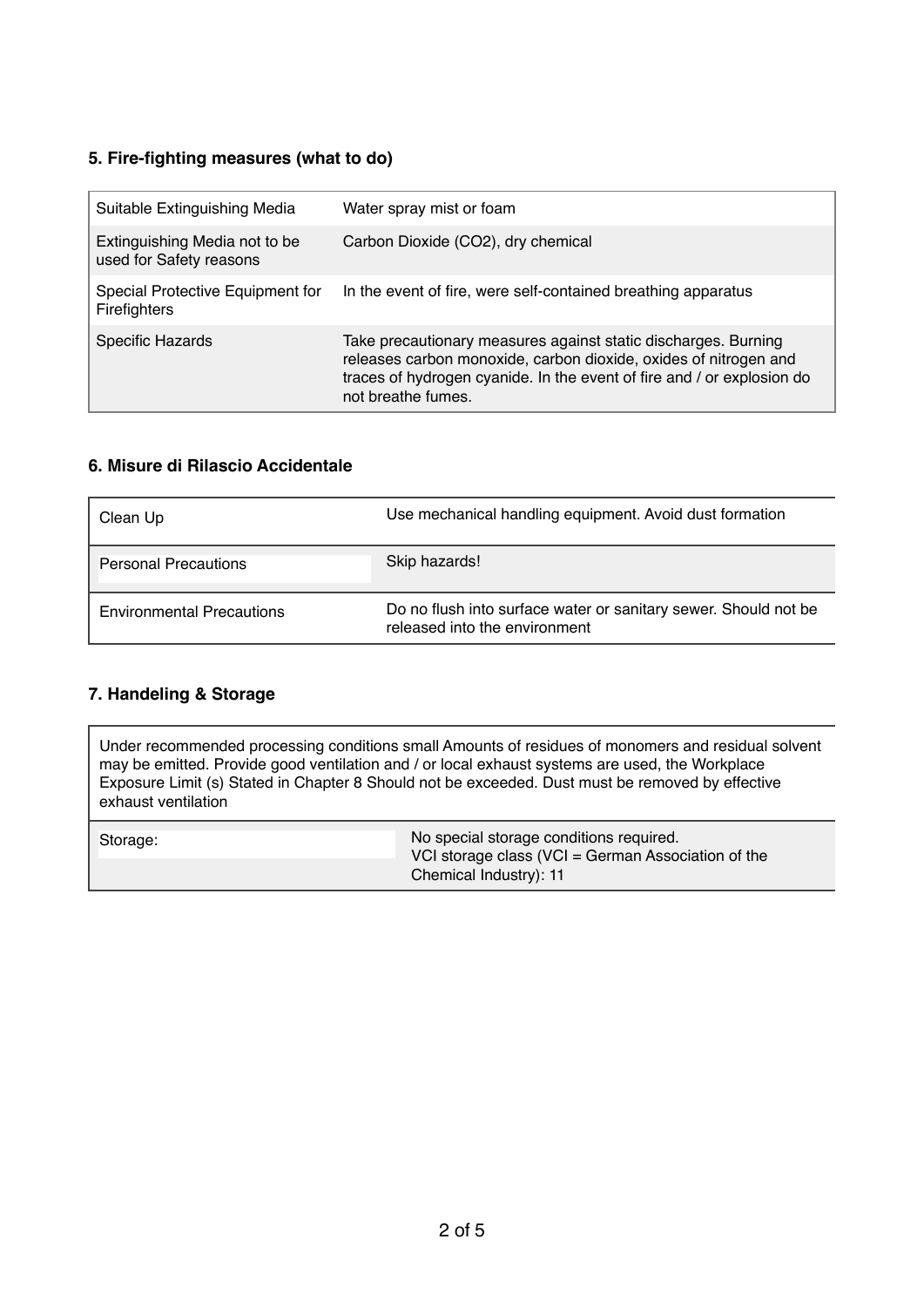### 5. Fire-fighting measures (what to do)

| | |
|---|---|
| Suitable Extinguishing Media | Water spray mist or foam |
| Extinguishing Media not to be used for Safety reasons | Carbon Dioxide ($CO_2$), dry chemical |
| Special Protective Equipment for Firefighters | In the event of fire, were self-contained breathing apparatus |
| Specific Hazards | Take precautionary measures against static discharges. Burning releases carbon monoxide, carbon dioxide, oxides of nitrogen and traces of hydrogen cyanide. In the event of fire and / or explosion do not breathe fumes. |

### 6. Misure di Rilascio Accidentale

| | |
|---|---|
| Clean Up | Use mechanical handling equipment. Avoid dust formation |
| Personal Precautions | Skip hazards! |
| Environmental Precautions | Do no flush into surface water or sanitary sewer. Should not be released into the environment |

### 7. Handeling & Storage

| | |
|---|---|
| Under recommended processing conditions small Amounts of residues of monomers and residual solvent may be emitted. Provide good ventilation and / or local exhaust systems are used, the Workplace Exposure Limit (s) Stated in Chapter 8 Should not be exceeded. Dust must be removed by effective exhaust ventilation | |
| Storage: | No special storage conditions required.<br>VCI storage class (VCI = German Association of the Chemical Industry): 11 |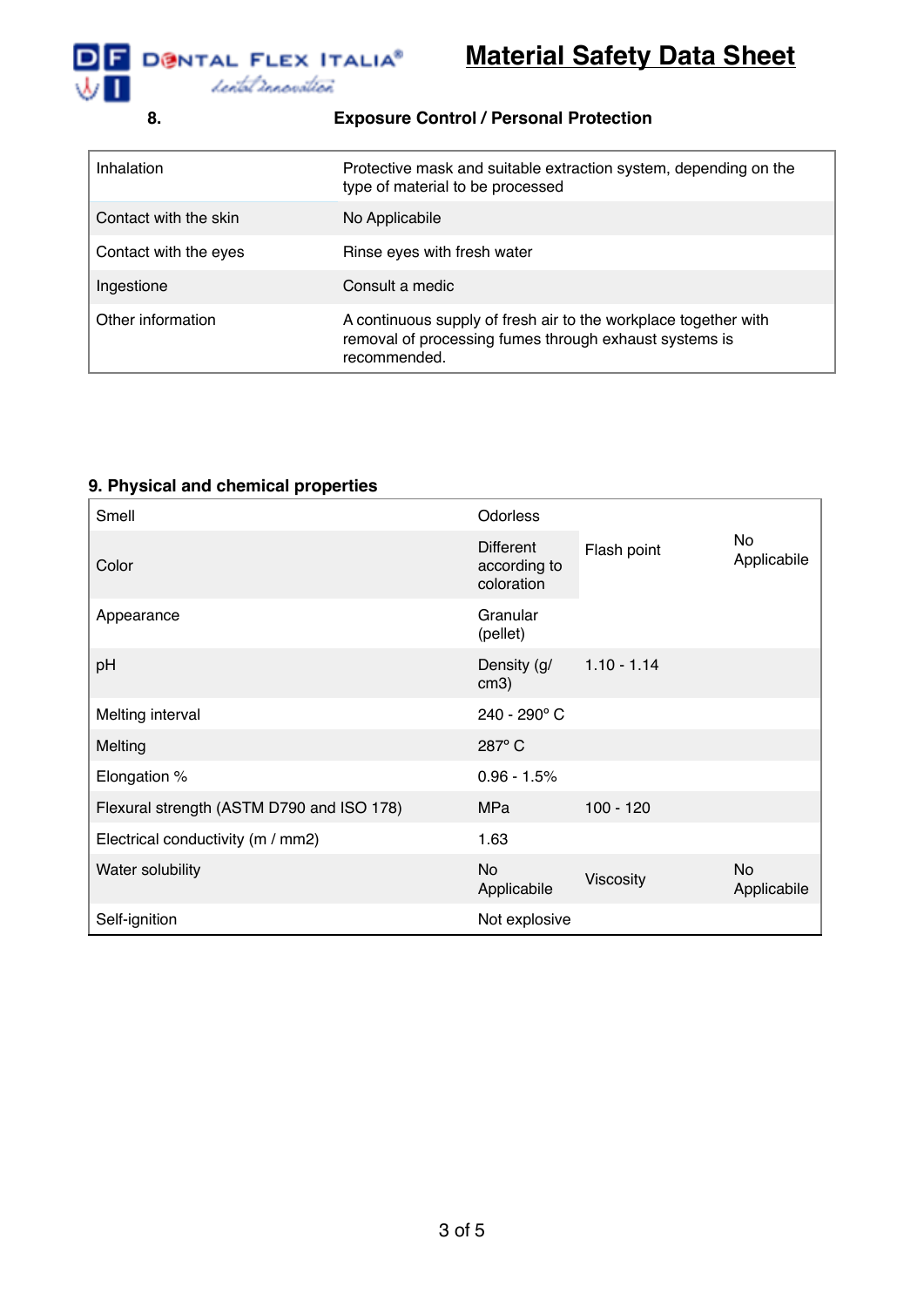## 8. Exposure Control / Personal Protection

| | |
|---|---|
| Inhalation | Protective mask and suitable extraction system, depending on the type of material to be processed |
| Contact with the skin | No Applicabile |
| Contact with the eyes | Rinse eyes with fresh water |
| Ingestione | Consult a medic |
| Other information | A continuous supply of fresh air to the workplace together with removal of processing fumes through exhaust systems is recommended. |

## 9. Physical and chemical properties

| | | | |
|---|---|---|---|
| Smell | Odorless | | |
| Color | Different according to coloration | Flash point | No Applicabile |
| Appearance | Granular (pellet) | | |
| pH | Density (g/cm3) | 1.10 - 1.14 | |
| Melting interval | 240 - 290° C | | |
| Melting | 287° C | | |
| Elongation % | 0.96 - 1.5% | | |
| Flexural strength (ASTM D790 and ISO 178) | MPa | 100 - 120 | |
| Electrical conductivity (m / mm2) | 1.63 | | |
| Water solubility | No Applicabile | Viscosity | No Applicabile |
| Self-ignition | Not explosive | | |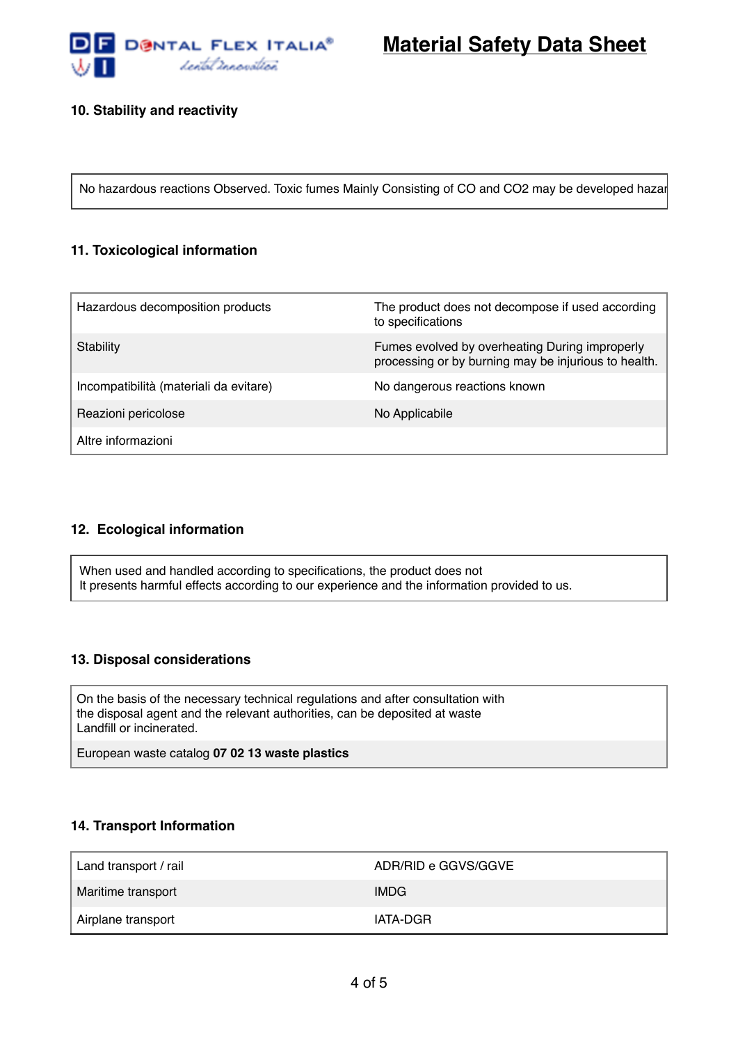## 10. Stability and reactivity

| No hazardous reactions Observed. Toxic fumes Mainly Consisting of CO and CO2 may be developed hazar |
|---|

## 11. Toxicological information

| | |
|---|---|
| Hazardous decomposition products | The product does not decompose if used according to specifications |
| Stability | Fumes evolved by overheating During improperly processing or by burning may be injurious to health. |
| Incompatibilità (materiali da evitare) | No dangerous reactions known |
| Reazioni pericolose | No Applicabile |
| Altre informazioni | |

## 12. Ecological information

When used and handled according to specifications, the product does not
It presents harmful effects according to our experience and the information provided to us.

## 13. Disposal considerations

On the basis of the necessary technical regulations and after consultation with the disposal agent and the relevant authorities, can be deposited at waste Landfill or incinerated.

European waste catalog **07 02 13 waste plastics**

## 14. Transport Information

| | |
|---|---|
| Land transport / rail | ADR/RID e GGVS/GGVE |
| Maritime transport | IMDG |
| Airplane transport | IATA-DGR |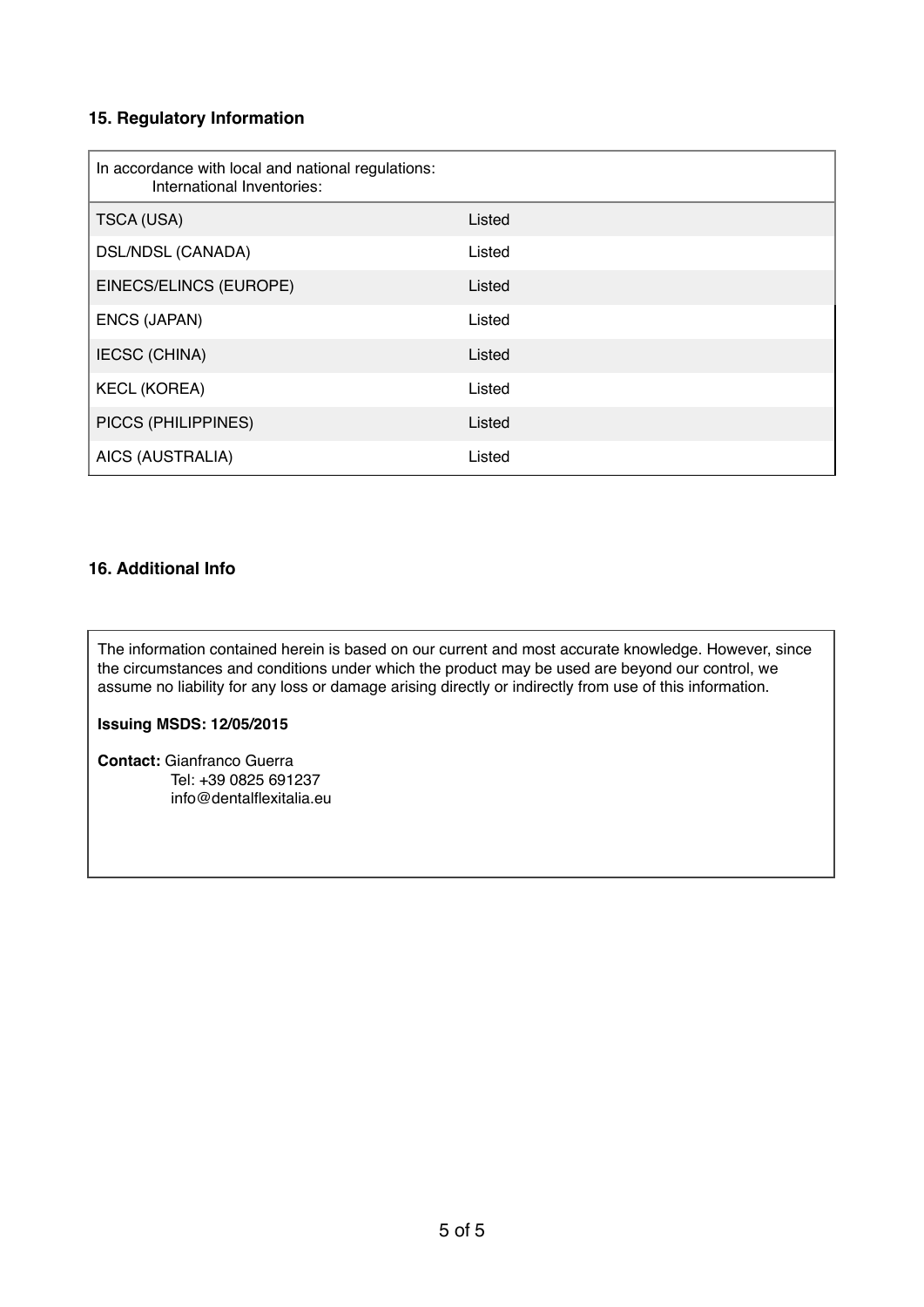## 15. Regulatory Information

| In accordance with local and national regulations: International Inventories: | |
|---|---|
| TSCA (USA) | Listed |
| DSL/NDSL (CANADA) | Listed |
| EINECS/ELINCS (EUROPE) | Listed |
| ENCS (JAPAN) | Listed |
| IECSC (CHINA) | Listed |
| KECL (KOREA) | Listed |
| PICCS (PHILIPPINES) | Listed |
| AICS (AUSTRALIA) | Listed |

## 16. Additional Info

The information contained herein is based on our current and most accurate knowledge. However, since the circumstances and conditions under which the product may be used are beyond our control, we assume no liability for any loss or damage arising directly or indirectly from use of this information.

**Issuing MSDS: 12/05/2015**

**Contact:** Gianfranco Guerra
Tel: +39 0825 691237
info@dentalflexitalia.eu